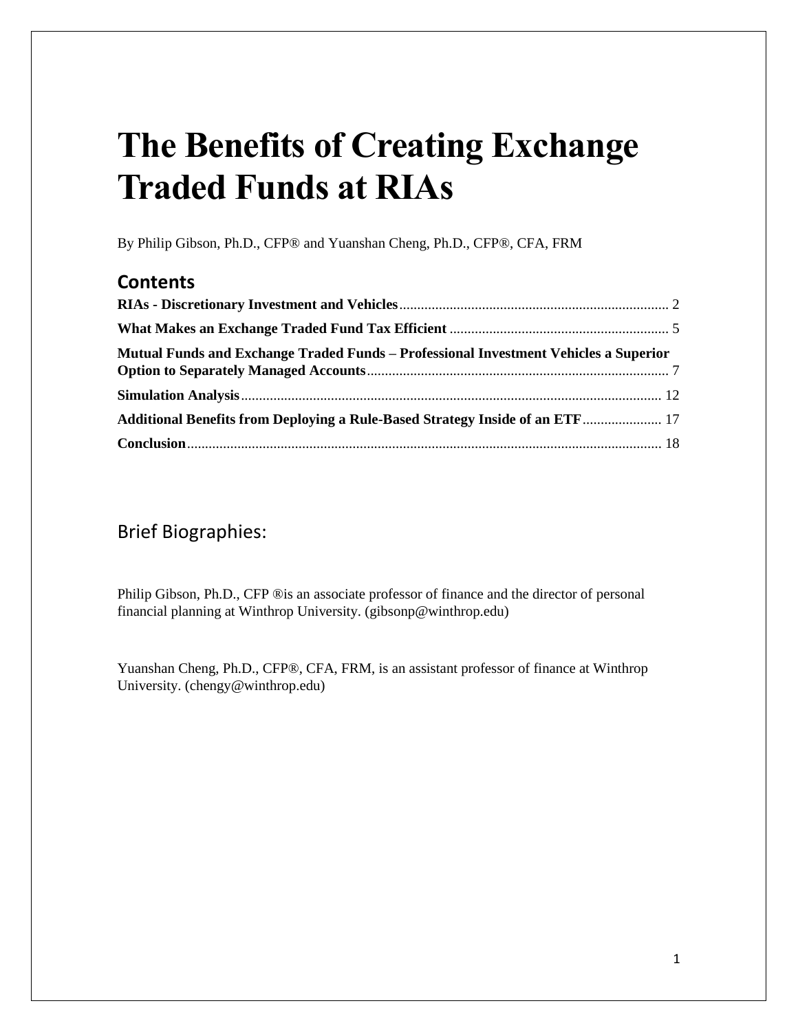# The Benefits of Creating Exchange Traded Funds at RIAs

By Philip Gibson, Ph.D., CFP® and Yuanshan Cheng, Ph.D., CFP®, CFA, FRM

## Contents

**RIAs - Discretionary Investment and Vehicles** .......... 2

**What Makes an Exchange Traded Fund Tax Efficient** .......... 5

**Mutual Funds and Exchange Traded Funds – Professional Investment Vehicles a Superior Option to Separately Managed Accounts** .......... 7

**Simulation Analysis** .......... 12

**Additional Benefits from Deploying a Rule-Based Strategy Inside of an ETF** .......... 17

**Conclusion** .......... 18

## Brief Biographies:

Philip Gibson, Ph.D., CFP ®is an associate professor of finance and the director of personal financial planning at Winthrop University. (gibsonp@winthrop.edu)

Yuanshan Cheng, Ph.D., CFP®, CFA, FRM, is an assistant professor of finance at Winthrop University. (chengy@winthrop.edu)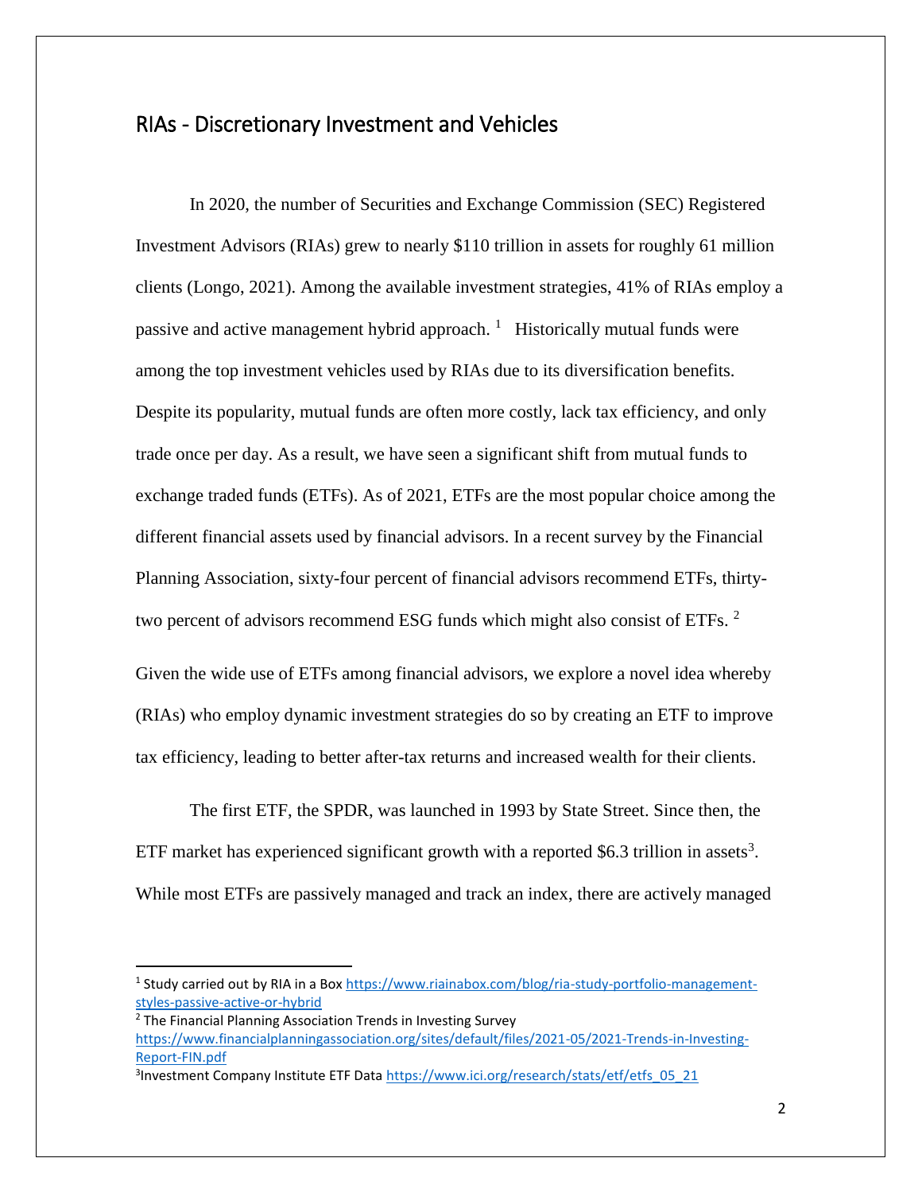## RIAs - Discretionary Investment and Vehicles

In 2020, the number of Securities and Exchange Commission (SEC) Registered Investment Advisors (RIAs) grew to nearly $110 trillion in assets for roughly 61 million clients (Longo, 2021). Among the available investment strategies, 41% of RIAs employ a passive and active management hybrid approach. [1] Historically mutual funds were among the top investment vehicles used by RIAs due to its diversification benefits. Despite its popularity, mutual funds are often more costly, lack tax efficiency, and only trade once per day. As a result, we have seen a significant shift from mutual funds to exchange traded funds (ETFs). As of 2021, ETFs are the most popular choice among the different financial assets used by financial advisors. In a recent survey by the Financial Planning Association, sixty-four percent of financial advisors recommend ETFs, thirty-two percent of advisors recommend ESG funds which might also consist of ETFs. [2]

Given the wide use of ETFs among financial advisors, we explore a novel idea whereby (RIAs) who employ dynamic investment strategies do so by creating an ETF to improve tax efficiency, leading to better after-tax returns and increased wealth for their clients.

The first ETF, the SPDR, was launched in 1993 by State Street. Since then, the ETF market has experienced significant growth with a reported $6.3 trillion in assets[3]. While most ETFs are passively managed and track an index, there are actively managed

---

[1] Study carried out by RIA in a Box https://www.riainabox.com/blog/ria-study-portfolio-management-styles-passive-active-or-hybrid

[2] The Financial Planning Association Trends in Investing Survey https://www.financialplanningassociation.org/sites/default/files/2021-05/2021-Trends-in-Investing-Report-FIN.pdf

[3] Investment Company Institute ETF Data https://www.ici.org/research/stats/etf/etfs_05_21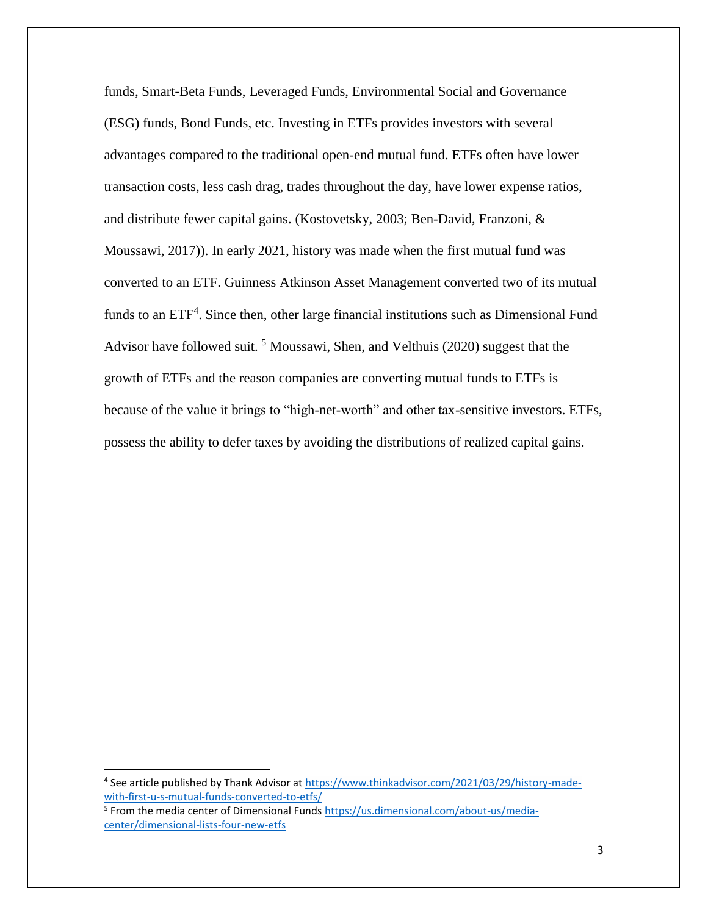funds, Smart-Beta Funds, Leveraged Funds, Environmental Social and Governance (ESG) funds, Bond Funds, etc. Investing in ETFs provides investors with several advantages compared to the traditional open-end mutual fund. ETFs often have lower transaction costs, less cash drag, trades throughout the day, have lower expense ratios, and distribute fewer capital gains. (Kostovetsky, 2003; Ben-David, Franzoni, & Moussawi, 2017)). In early 2021, history was made when the first mutual fund was converted to an ETF. Guinness Atkinson Asset Management converted two of its mutual funds to an ETF[4]. Since then, other large financial institutions such as Dimensional Fund Advisor have followed suit. [5] Moussawi, Shen, and Velthuis (2020) suggest that the growth of ETFs and the reason companies are converting mutual funds to ETFs is because of the value it brings to "high-net-worth" and other tax-sensitive investors. ETFs, possess the ability to defer taxes by avoiding the distributions of realized capital gains.

---

[4] See article published by Thank Advisor at https://www.thinkadvisor.com/2021/03/29/history-made-with-first-u-s-mutual-funds-converted-to-etfs/

[5] From the media center of Dimensional Funds https://us.dimensional.com/about-us/media-center/dimensional-lists-four-new-etfs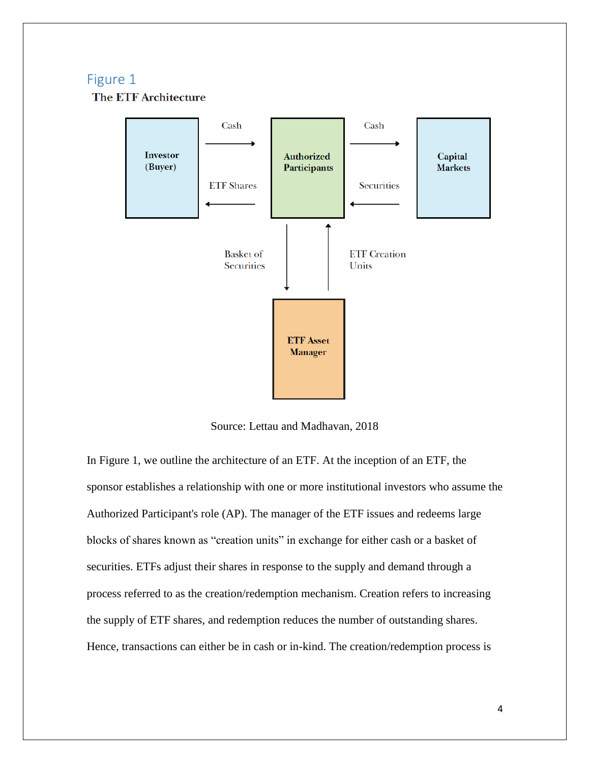## Figure 1

**The ETF Architecture**

Investor (Buyer) — Cash → Authorized Participants — Cash → Capital Markets

Investor (Buyer) ← ETF Shares — Authorized Participants ← Securities — Capital Markets

Authorized Participants — Basket of Securities → ETF Asset Manager

ETF Asset Manager — ETF Creation Units → Authorized Participants

Source: Lettau and Madhavan, 2018

In Figure 1, we outline the architecture of an ETF. At the inception of an ETF, the sponsor establishes a relationship with one or more institutional investors who assume the Authorized Participant's role (AP). The manager of the ETF issues and redeems large blocks of shares known as "creation units" in exchange for either cash or a basket of securities. ETFs adjust their shares in response to the supply and demand through a process referred to as the creation/redemption mechanism. Creation refers to increasing the supply of ETF shares, and redemption reduces the number of outstanding shares. Hence, transactions can either be in cash or in-kind. The creation/redemption process is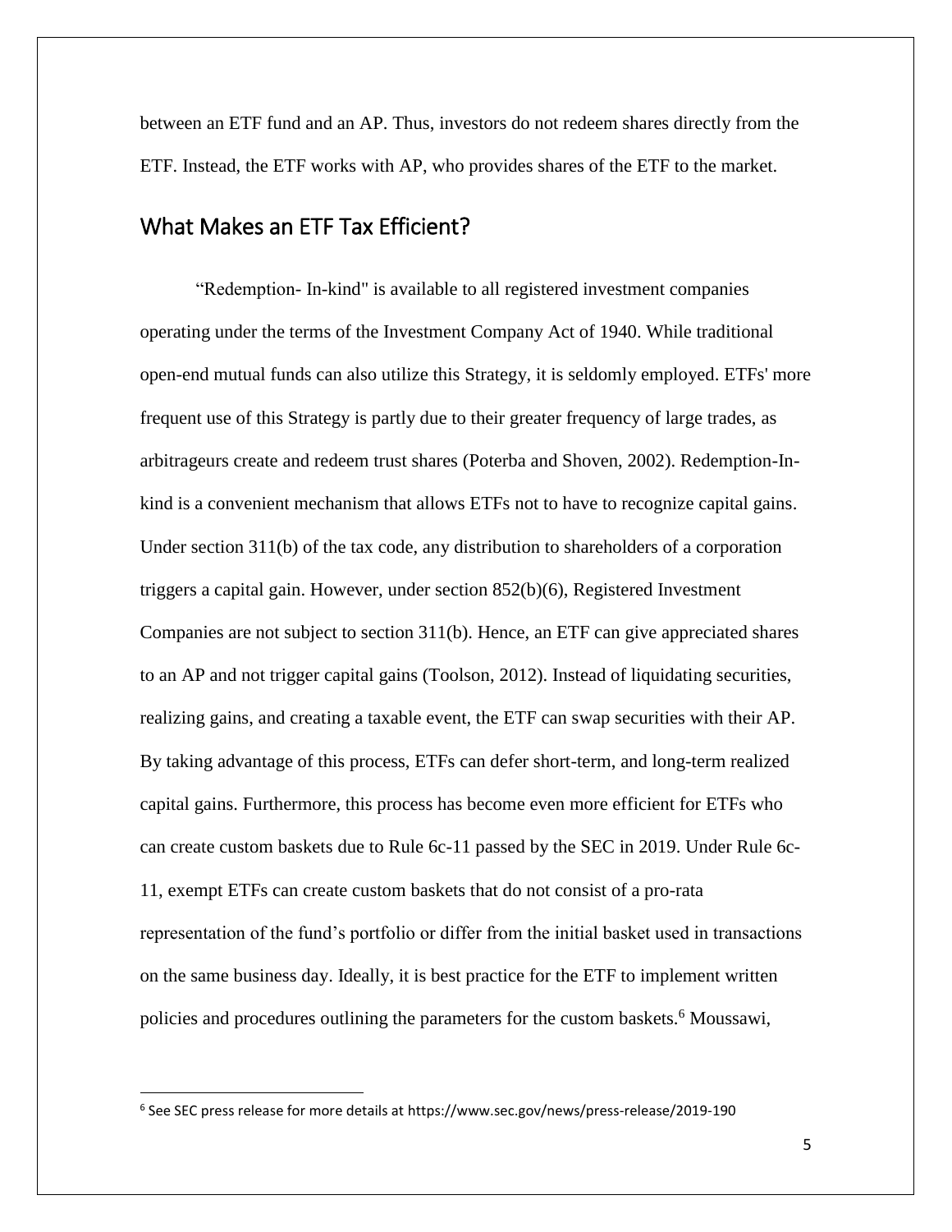between an ETF fund and an AP. Thus, investors do not redeem shares directly from the ETF. Instead, the ETF works with AP, who provides shares of the ETF to the market.

## What Makes an ETF Tax Efficient?

"Redemption- In-kind" is available to all registered investment companies operating under the terms of the Investment Company Act of 1940. While traditional open-end mutual funds can also utilize this Strategy, it is seldomly employed. ETFs' more frequent use of this Strategy is partly due to their greater frequency of large trades, as arbitrageurs create and redeem trust shares (Poterba and Shoven, 2002). Redemption-In-kind is a convenient mechanism that allows ETFs not to have to recognize capital gains. Under section 311(b) of the tax code, any distribution to shareholders of a corporation triggers a capital gain. However, under section 852(b)(6), Registered Investment Companies are not subject to section 311(b). Hence, an ETF can give appreciated shares to an AP and not trigger capital gains (Toolson, 2012). Instead of liquidating securities, realizing gains, and creating a taxable event, the ETF can swap securities with their AP. By taking advantage of this process, ETFs can defer short-term, and long-term realized capital gains. Furthermore, this process has become even more efficient for ETFs who can create custom baskets due to Rule 6c-11 passed by the SEC in 2019. Under Rule 6c-11, exempt ETFs can create custom baskets that do not consist of a pro-rata representation of the fund's portfolio or differ from the initial basket used in transactions on the same business day. Ideally, it is best practice for the ETF to implement written policies and procedures outlining the parameters for the custom baskets.[6] Moussawi,

[6] See SEC press release for more details at https://www.sec.gov/news/press-release/2019-190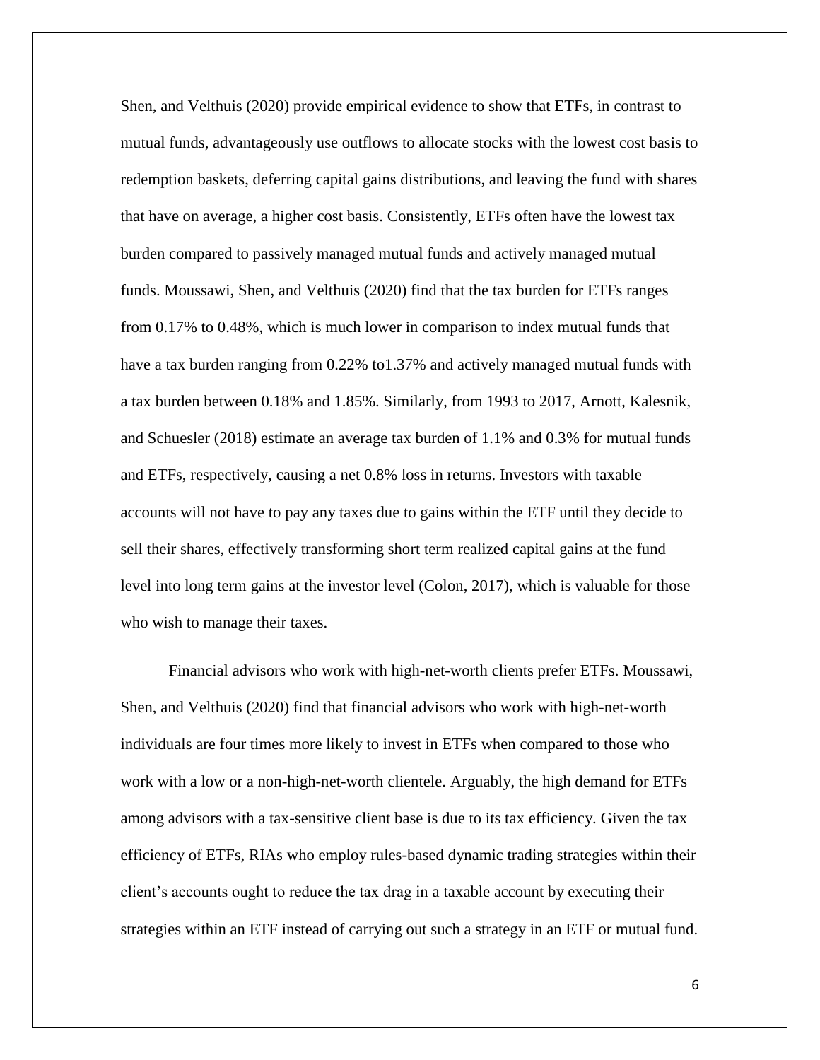Shen, and Velthuis (2020) provide empirical evidence to show that ETFs, in contrast to mutual funds, advantageously use outflows to allocate stocks with the lowest cost basis to redemption baskets, deferring capital gains distributions, and leaving the fund with shares that have on average, a higher cost basis. Consistently, ETFs often have the lowest tax burden compared to passively managed mutual funds and actively managed mutual funds. Moussawi, Shen, and Velthuis (2020) find that the tax burden for ETFs ranges from 0.17% to 0.48%, which is much lower in comparison to index mutual funds that have a tax burden ranging from 0.22% to1.37% and actively managed mutual funds with a tax burden between 0.18% and 1.85%. Similarly, from 1993 to 2017, Arnott, Kalesnik, and Schuesler (2018) estimate an average tax burden of 1.1% and 0.3% for mutual funds and ETFs, respectively, causing a net 0.8% loss in returns. Investors with taxable accounts will not have to pay any taxes due to gains within the ETF until they decide to sell their shares, effectively transforming short term realized capital gains at the fund level into long term gains at the investor level (Colon, 2017), which is valuable for those who wish to manage their taxes.

Financial advisors who work with high-net-worth clients prefer ETFs. Moussawi, Shen, and Velthuis (2020) find that financial advisors who work with high-net-worth individuals are four times more likely to invest in ETFs when compared to those who work with a low or a non-high-net-worth clientele. Arguably, the high demand for ETFs among advisors with a tax-sensitive client base is due to its tax efficiency. Given the tax efficiency of ETFs, RIAs who employ rules-based dynamic trading strategies within their client's accounts ought to reduce the tax drag in a taxable account by executing their strategies within an ETF instead of carrying out such a strategy in an ETF or mutual fund.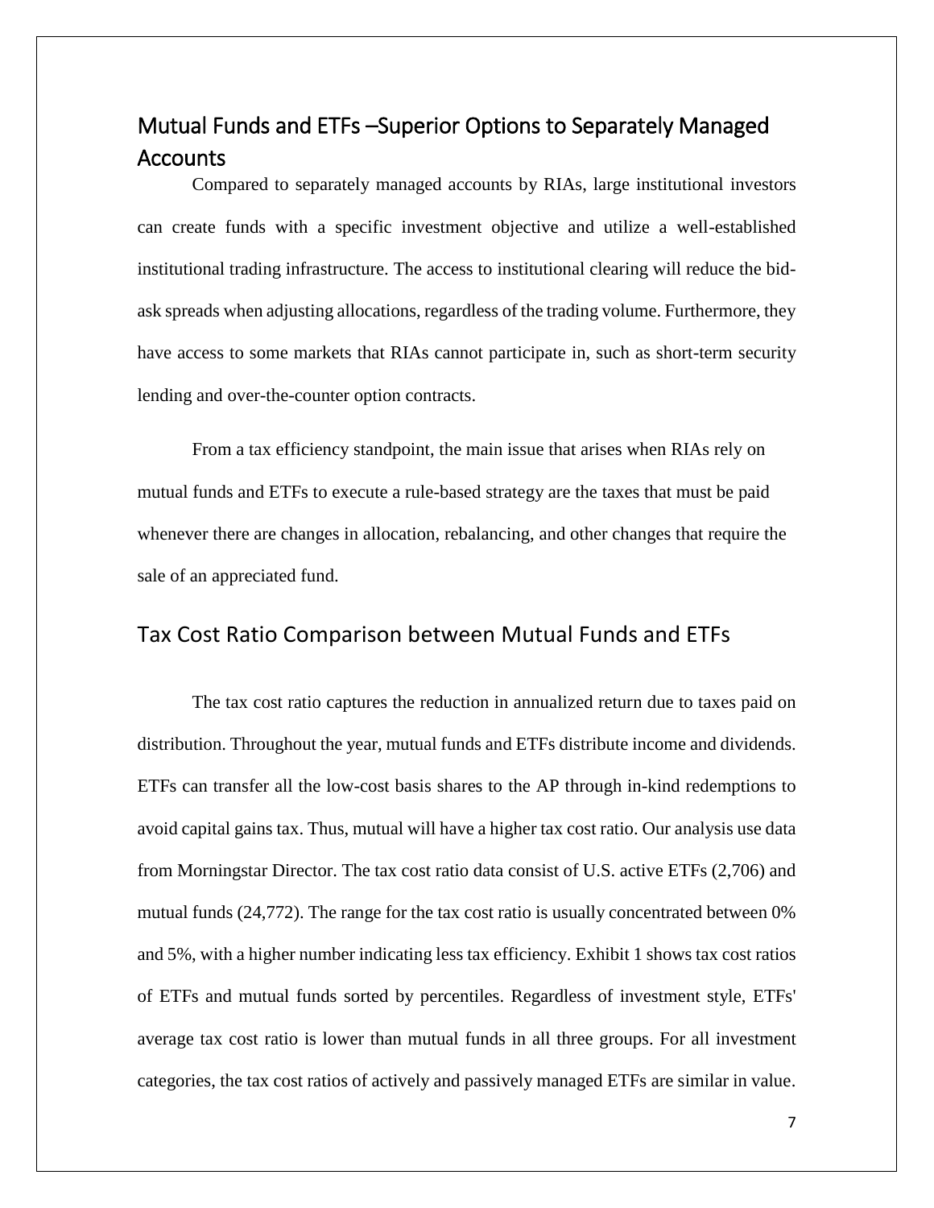## Mutual Funds and ETFs –Superior Options to Separately Managed Accounts

Compared to separately managed accounts by RIAs, large institutional investors can create funds with a specific investment objective and utilize a well-established institutional trading infrastructure. The access to institutional clearing will reduce the bid-ask spreads when adjusting allocations, regardless of the trading volume. Furthermore, they have access to some markets that RIAs cannot participate in, such as short-term security lending and over-the-counter option contracts.

From a tax efficiency standpoint, the main issue that arises when RIAs rely on mutual funds and ETFs to execute a rule-based strategy are the taxes that must be paid whenever there are changes in allocation, rebalancing, and other changes that require the sale of an appreciated fund.

## Tax Cost Ratio Comparison between Mutual Funds and ETFs

The tax cost ratio captures the reduction in annualized return due to taxes paid on distribution. Throughout the year, mutual funds and ETFs distribute income and dividends. ETFs can transfer all the low-cost basis shares to the AP through in-kind redemptions to avoid capital gains tax. Thus, mutual will have a higher tax cost ratio. Our analysis use data from Morningstar Director. The tax cost ratio data consist of U.S. active ETFs (2,706) and mutual funds (24,772). The range for the tax cost ratio is usually concentrated between 0% and 5%, with a higher number indicating less tax efficiency. Exhibit 1 shows tax cost ratios of ETFs and mutual funds sorted by percentiles. Regardless of investment style, ETFs' average tax cost ratio is lower than mutual funds in all three groups. For all investment categories, the tax cost ratios of actively and passively managed ETFs are similar in value.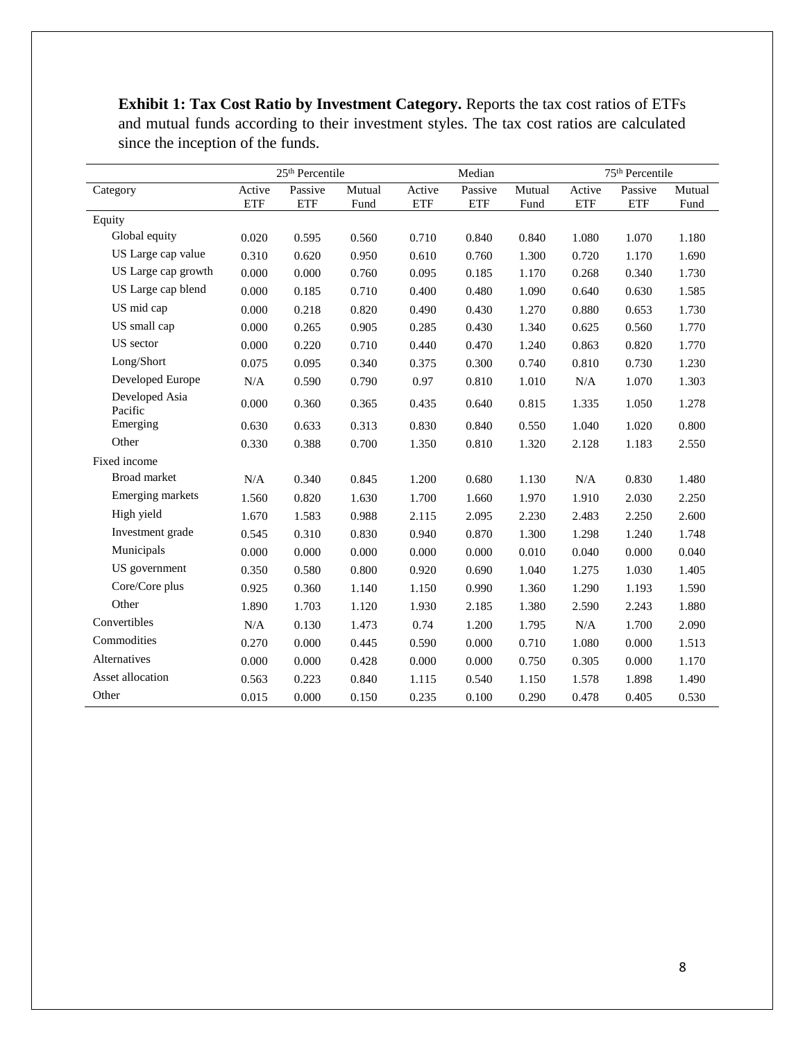**Exhibit 1: Tax Cost Ratio by Investment Category.** Reports the tax cost ratios of ETFs and mutual funds according to their investment styles. The tax cost ratios are calculated since the inception of the funds.

| | 25th Percentile | | | Median | | | 75th Percentile | | |
|---|---|---|---|---|---|---|---|---|---|
| Category | Active ETF | Passive ETF | Mutual Fund | Active ETF | Passive ETF | Mutual Fund | Active ETF | Passive ETF | Mutual Fund |
| Equity | | | | | | | | | |
| Global equity | 0.020 | 0.595 | 0.560 | 0.710 | 0.840 | 0.840 | 1.080 | 1.070 | 1.180 |
| US Large cap value | 0.310 | 0.620 | 0.950 | 0.610 | 0.760 | 1.300 | 0.720 | 1.170 | 1.690 |
| US Large cap growth | 0.000 | 0.000 | 0.760 | 0.095 | 0.185 | 1.170 | 0.268 | 0.340 | 1.730 |
| US Large cap blend | 0.000 | 0.185 | 0.710 | 0.400 | 0.480 | 1.090 | 0.640 | 0.630 | 1.585 |
| US mid cap | 0.000 | 0.218 | 0.820 | 0.490 | 0.430 | 1.270 | 0.880 | 0.653 | 1.730 |
| US small cap | 0.000 | 0.265 | 0.905 | 0.285 | 0.430 | 1.340 | 0.625 | 0.560 | 1.770 |
| US sector | 0.000 | 0.220 | 0.710 | 0.440 | 0.470 | 1.240 | 0.863 | 0.820 | 1.770 |
| Long/Short | 0.075 | 0.095 | 0.340 | 0.375 | 0.300 | 0.740 | 0.810 | 0.730 | 1.230 |
| Developed Europe | N/A | 0.590 | 0.790 | 0.97 | 0.810 | 1.010 | N/A | 1.070 | 1.303 |
| Developed Asia Pacific | 0.000 | 0.360 | 0.365 | 0.435 | 0.640 | 0.815 | 1.335 | 1.050 | 1.278 |
| Emerging | 0.630 | 0.633 | 0.313 | 0.830 | 0.840 | 0.550 | 1.040 | 1.020 | 0.800 |
| Other | 0.330 | 0.388 | 0.700 | 1.350 | 0.810 | 1.320 | 2.128 | 1.183 | 2.550 |
| Fixed income | | | | | | | | | |
| Broad market | N/A | 0.340 | 0.845 | 1.200 | 0.680 | 1.130 | N/A | 0.830 | 1.480 |
| Emerging markets | 1.560 | 0.820 | 1.630 | 1.700 | 1.660 | 1.970 | 1.910 | 2.030 | 2.250 |
| High yield | 1.670 | 1.583 | 0.988 | 2.115 | 2.095 | 2.230 | 2.483 | 2.250 | 2.600 |
| Investment grade | 0.545 | 0.310 | 0.830 | 0.940 | 0.870 | 1.300 | 1.298 | 1.240 | 1.748 |
| Municipals | 0.000 | 0.000 | 0.000 | 0.000 | 0.000 | 0.010 | 0.040 | 0.000 | 0.040 |
| US government | 0.350 | 0.580 | 0.800 | 0.920 | 0.690 | 1.040 | 1.275 | 1.030 | 1.405 |
| Core/Core plus | 0.925 | 0.360 | 1.140 | 1.150 | 0.990 | 1.360 | 1.290 | 1.193 | 1.590 |
| Other | 1.890 | 1.703 | 1.120 | 1.930 | 2.185 | 1.380 | 2.590 | 2.243 | 1.880 |
| Convertibles | N/A | 0.130 | 1.473 | 0.74 | 1.200 | 1.795 | N/A | 1.700 | 2.090 |
| Commodities | 0.270 | 0.000 | 0.445 | 0.590 | 0.000 | 0.710 | 1.080 | 0.000 | 1.513 |
| Alternatives | 0.000 | 0.000 | 0.428 | 0.000 | 0.000 | 0.750 | 0.305 | 0.000 | 1.170 |
| Asset allocation | 0.563 | 0.223 | 0.840 | 1.115 | 0.540 | 1.150 | 1.578 | 1.898 | 1.490 |
| Other | 0.015 | 0.000 | 0.150 | 0.235 | 0.100 | 0.290 | 0.478 | 0.405 | 0.530 |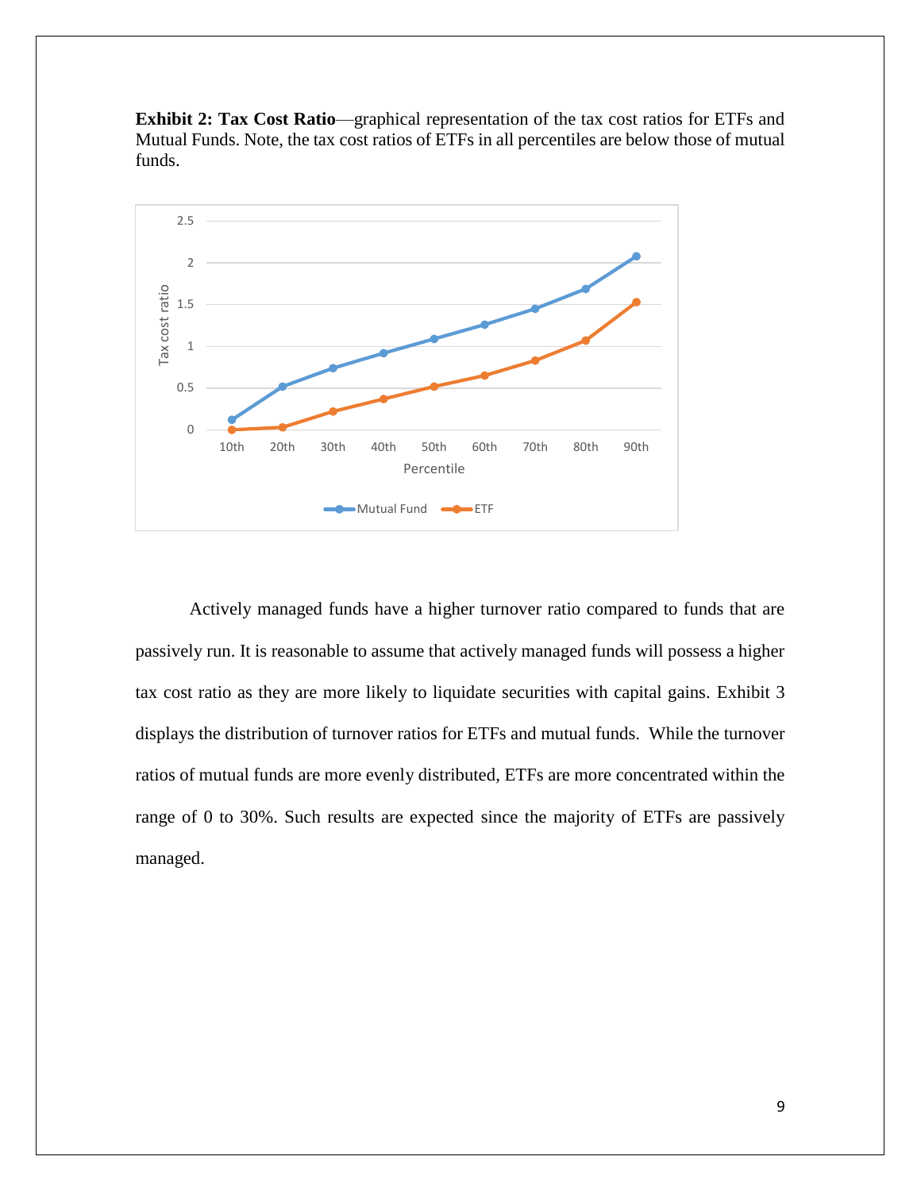**Exhibit 2: Tax Cost Ratio**—graphical representation of the tax cost ratios for ETFs and Mutual Funds. Note, the tax cost ratios of ETFs in all percentiles are below those of mutual funds.

Actively managed funds have a higher turnover ratio compared to funds that are passively run. It is reasonable to assume that actively managed funds will possess a higher tax cost ratio as they are more likely to liquidate securities with capital gains. Exhibit 3 displays the distribution of turnover ratios for ETFs and mutual funds. While the turnover ratios of mutual funds are more evenly distributed, ETFs are more concentrated within the range of 0 to 30%. Such results are expected since the majority of ETFs are passively managed.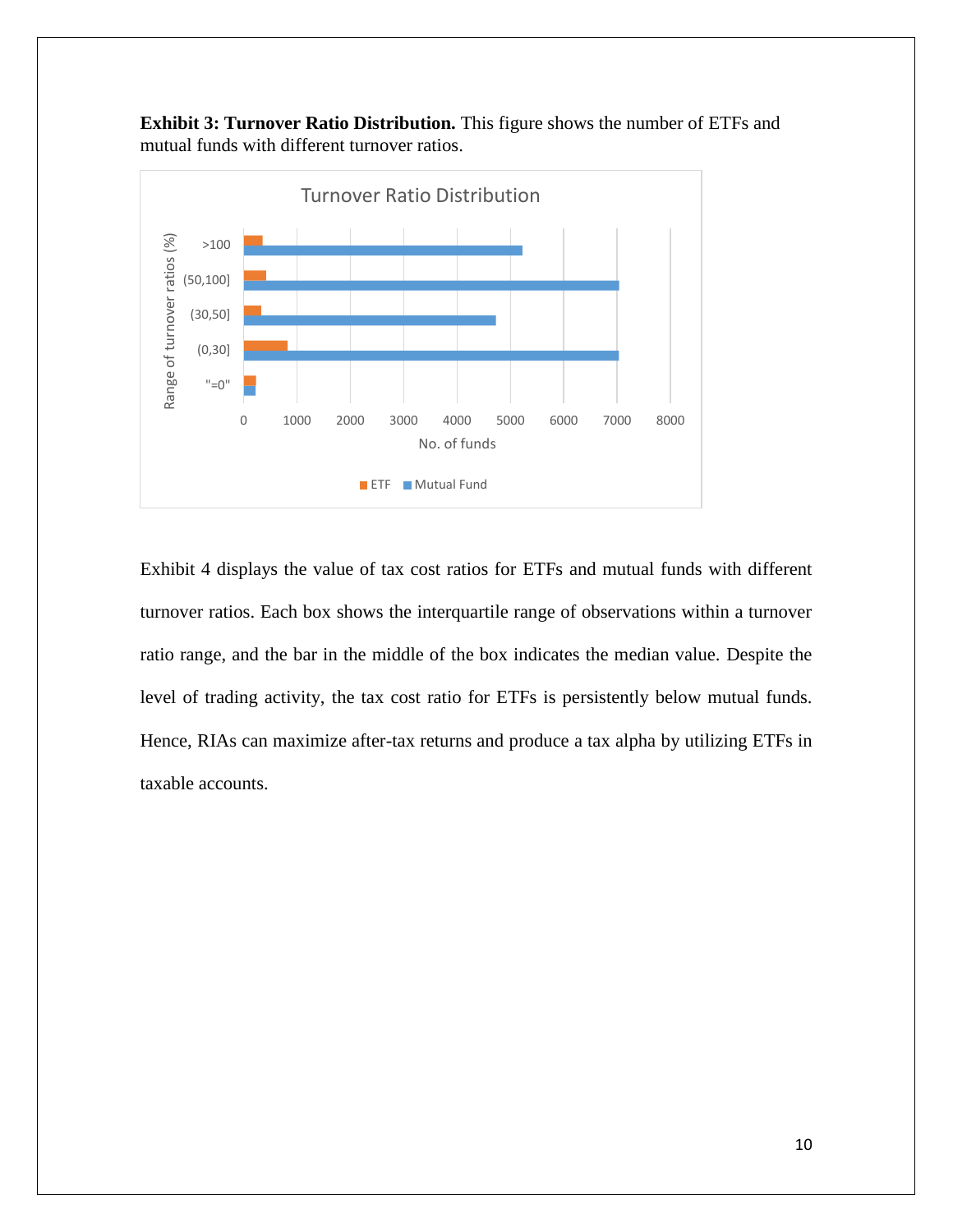**Exhibit 3: Turnover Ratio Distribution.** This figure shows the number of ETFs and mutual funds with different turnover ratios.

Exhibit 4 displays the value of tax cost ratios for ETFs and mutual funds with different turnover ratios. Each box shows the interquartile range of observations within a turnover ratio range, and the bar in the middle of the box indicates the median value. Despite the level of trading activity, the tax cost ratio for ETFs is persistently below mutual funds. Hence, RIAs can maximize after-tax returns and produce a tax alpha by utilizing ETFs in taxable accounts.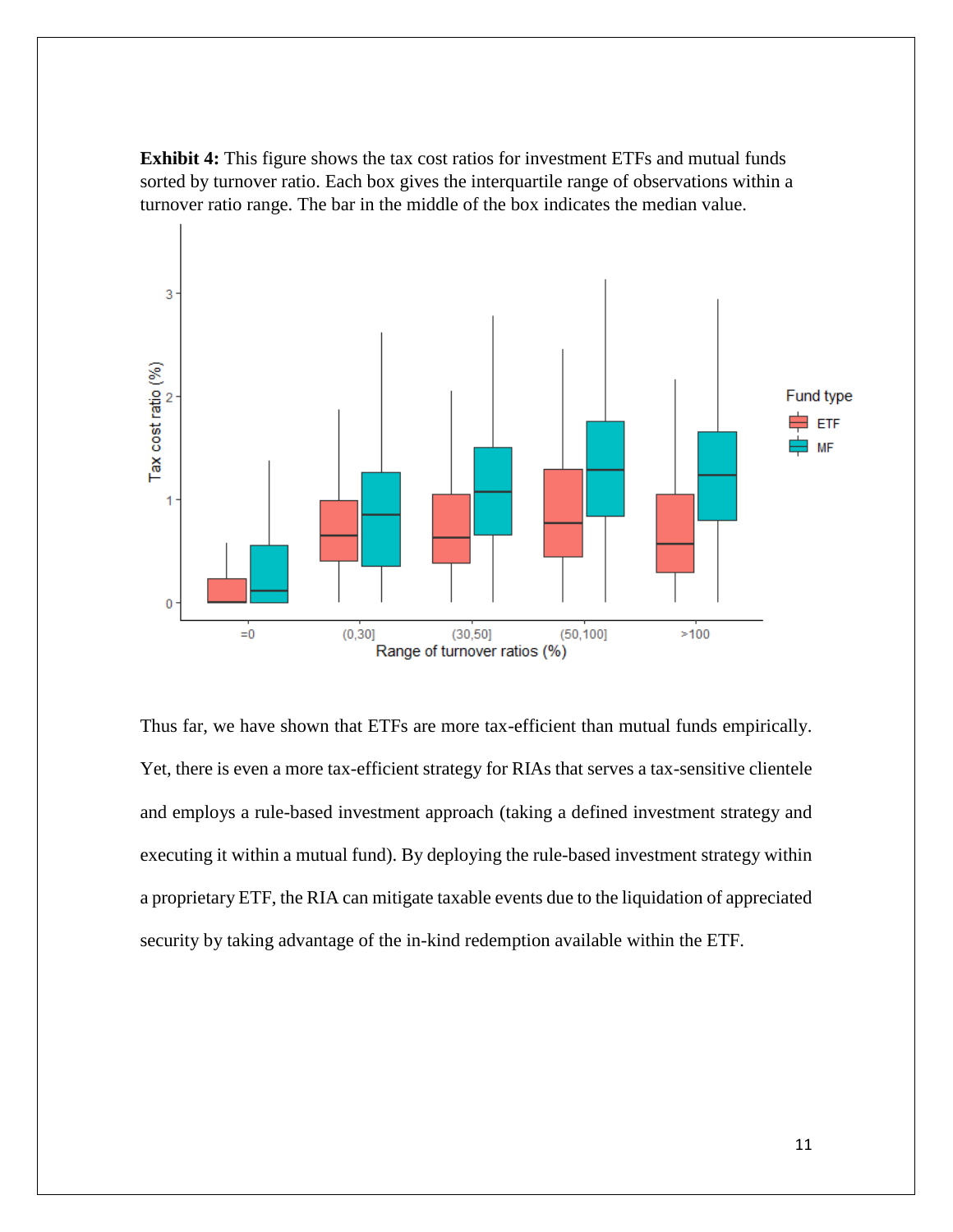**Exhibit 4:** This figure shows the tax cost ratios for investment ETFs and mutual funds sorted by turnover ratio. Each box gives the interquartile range of observations within a turnover ratio range. The bar in the middle of the box indicates the median value.

Thus far, we have shown that ETFs are more tax-efficient than mutual funds empirically. Yet, there is even a more tax-efficient strategy for RIAs that serves a tax-sensitive clientele and employs a rule-based investment approach (taking a defined investment strategy and executing it within a mutual fund). By deploying the rule-based investment strategy within a proprietary ETF, the RIA can mitigate taxable events due to the liquidation of appreciated security by taking advantage of the in-kind redemption available within the ETF.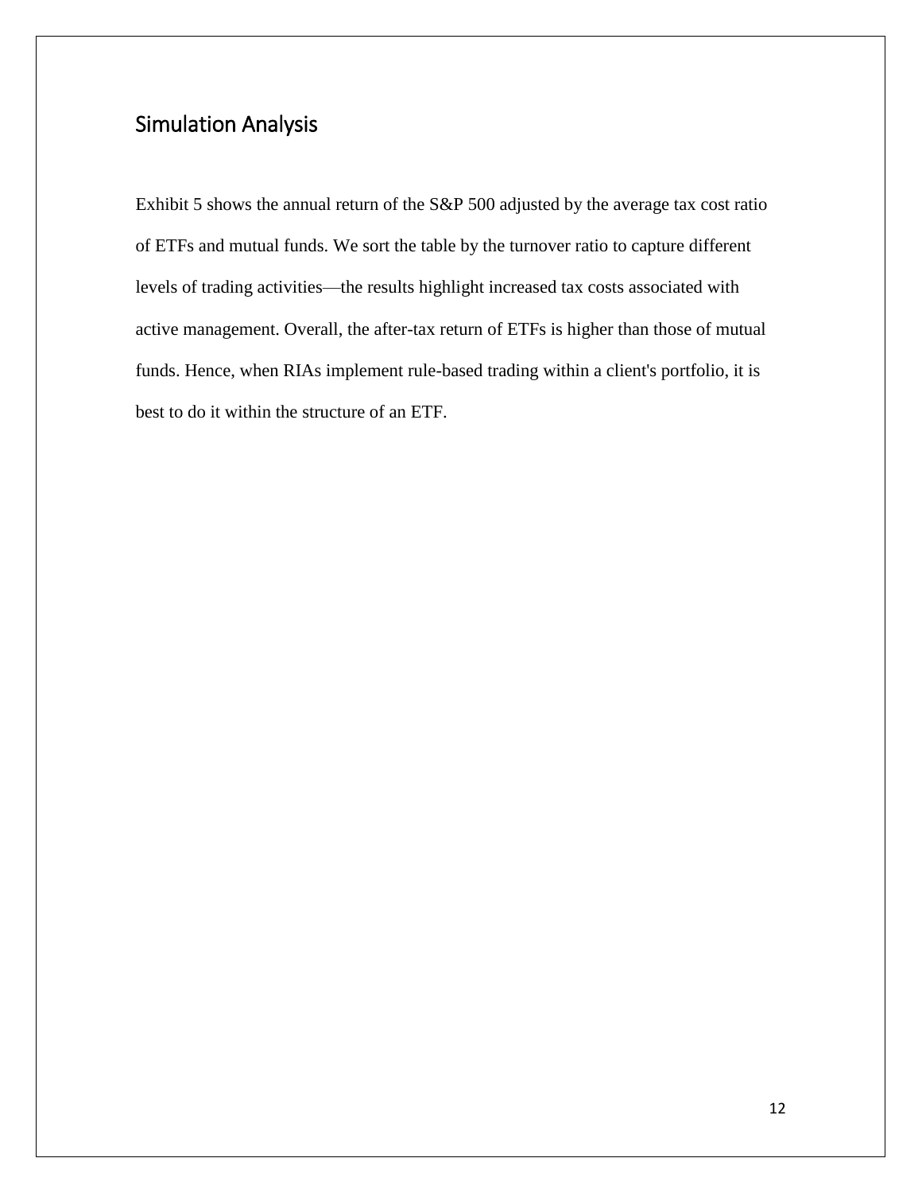## Simulation Analysis

Exhibit 5 shows the annual return of the S&P 500 adjusted by the average tax cost ratio of ETFs and mutual funds. We sort the table by the turnover ratio to capture different levels of trading activities—the results highlight increased tax costs associated with active management. Overall, the after-tax return of ETFs is higher than those of mutual funds. Hence, when RIAs implement rule-based trading within a client's portfolio, it is best to do it within the structure of an ETF.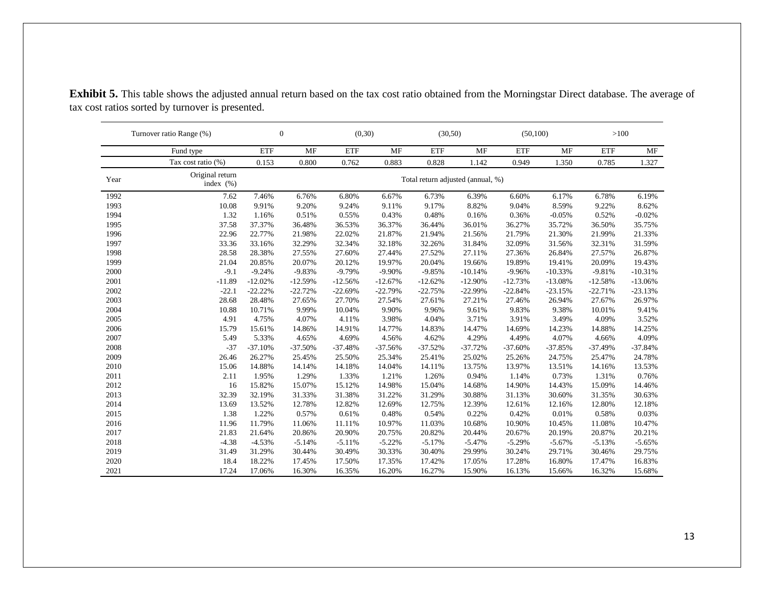**Exhibit 5.** This table shows the adjusted annual return based on the tax cost ratio obtained from the Morningstar Direct database. The average of tax cost ratios sorted by turnover is presented.

| Turnover ratio Range (%) | | 0 | | (0,30) | | (30,50) | | (50,100) | | >100 | |
|---|---|---|---|---|---|---|---|---|---|---|---|
| | Fund type | ETF | MF | ETF | MF | ETF | MF | ETF | MF | ETF | MF |
| | Tax cost ratio (%) | 0.153 | 0.800 | 0.762 | 0.883 | 0.828 | 1.142 | 0.949 | 1.350 | 0.785 | 1.327 |
| Year | Original return index (%) | Total return adjusted (annual, %) | | | | | | | | | |
| 1992 | 7.62 | 7.46% | 6.76% | 6.80% | 6.67% | 6.73% | 6.39% | 6.60% | 6.17% | 6.78% | 6.19% |
| 1993 | 10.08 | 9.91% | 9.20% | 9.24% | 9.11% | 9.17% | 8.82% | 9.04% | 8.59% | 9.22% | 8.62% |
| 1994 | 1.32 | 1.16% | 0.51% | 0.55% | 0.43% | 0.48% | 0.16% | 0.36% | -0.05% | 0.52% | -0.02% |
| 1995 | 37.58 | 37.37% | 36.48% | 36.53% | 36.37% | 36.44% | 36.01% | 36.27% | 35.72% | 36.50% | 35.75% |
| 1996 | 22.96 | 22.77% | 21.98% | 22.02% | 21.87% | 21.94% | 21.56% | 21.79% | 21.30% | 21.99% | 21.33% |
| 1997 | 33.36 | 33.16% | 32.29% | 32.34% | 32.18% | 32.26% | 31.84% | 32.09% | 31.56% | 32.31% | 31.59% |
| 1998 | 28.58 | 28.38% | 27.55% | 27.60% | 27.44% | 27.52% | 27.11% | 27.36% | 26.84% | 27.57% | 26.87% |
| 1999 | 21.04 | 20.85% | 20.07% | 20.12% | 19.97% | 20.04% | 19.66% | 19.89% | 19.41% | 20.09% | 19.43% |
| 2000 | -9.1 | -9.24% | -9.83% | -9.79% | -9.90% | -9.85% | -10.14% | -9.96% | -10.33% | -9.81% | -10.31% |
| 2001 | -11.89 | -12.02% | -12.59% | -12.56% | -12.67% | -12.62% | -12.90% | -12.73% | -13.08% | -12.58% | -13.06% |
| 2002 | -22.1 | -22.22% | -22.72% | -22.69% | -22.79% | -22.75% | -22.99% | -22.84% | -23.15% | -22.71% | -23.13% |
| 2003 | 28.68 | 28.48% | 27.65% | 27.70% | 27.54% | 27.61% | 27.21% | 27.46% | 26.94% | 27.67% | 26.97% |
| 2004 | 10.88 | 10.71% | 9.99% | 10.04% | 9.90% | 9.96% | 9.61% | 9.83% | 9.38% | 10.01% | 9.41% |
| 2005 | 4.91 | 4.75% | 4.07% | 4.11% | 3.98% | 4.04% | 3.71% | 3.91% | 3.49% | 4.09% | 3.52% |
| 2006 | 15.79 | 15.61% | 14.86% | 14.91% | 14.77% | 14.83% | 14.47% | 14.69% | 14.23% | 14.88% | 14.25% |
| 2007 | 5.49 | 5.33% | 4.65% | 4.69% | 4.56% | 4.62% | 4.29% | 4.49% | 4.07% | 4.66% | 4.09% |
| 2008 | -37 | -37.10% | -37.50% | -37.48% | -37.56% | -37.52% | -37.72% | -37.60% | -37.85% | -37.49% | -37.84% |
| 2009 | 26.46 | 26.27% | 25.45% | 25.50% | 25.34% | 25.41% | 25.02% | 25.26% | 24.75% | 25.47% | 24.78% |
| 2010 | 15.06 | 14.88% | 14.14% | 14.18% | 14.04% | 14.11% | 13.75% | 13.97% | 13.51% | 14.16% | 13.53% |
| 2011 | 2.11 | 1.95% | 1.29% | 1.33% | 1.21% | 1.26% | 0.94% | 1.14% | 0.73% | 1.31% | 0.76% |
| 2012 | 16 | 15.82% | 15.07% | 15.12% | 14.98% | 15.04% | 14.68% | 14.90% | 14.43% | 15.09% | 14.46% |
| 2013 | 32.39 | 32.19% | 31.33% | 31.38% | 31.22% | 31.29% | 30.88% | 31.13% | 30.60% | 31.35% | 30.63% |
| 2014 | 13.69 | 13.52% | 12.78% | 12.82% | 12.69% | 12.75% | 12.39% | 12.61% | 12.16% | 12.80% | 12.18% |
| 2015 | 1.38 | 1.22% | 0.57% | 0.61% | 0.48% | 0.54% | 0.22% | 0.42% | 0.01% | 0.58% | 0.03% |
| 2016 | 11.96 | 11.79% | 11.06% | 11.11% | 10.97% | 11.03% | 10.68% | 10.90% | 10.45% | 11.08% | 10.47% |
| 2017 | 21.83 | 21.64% | 20.86% | 20.90% | 20.75% | 20.82% | 20.44% | 20.67% | 20.19% | 20.87% | 20.21% |
| 2018 | -4.38 | -4.53% | -5.14% | -5.11% | -5.22% | -5.17% | -5.47% | -5.29% | -5.67% | -5.13% | -5.65% |
| 2019 | 31.49 | 31.29% | 30.44% | 30.49% | 30.33% | 30.40% | 29.99% | 30.24% | 29.71% | 30.46% | 29.75% |
| 2020 | 18.4 | 18.22% | 17.45% | 17.50% | 17.35% | 17.42% | 17.05% | 17.28% | 16.80% | 17.47% | 16.83% |
| 2021 | 17.24 | 17.06% | 16.30% | 16.35% | 16.20% | 16.27% | 15.90% | 16.13% | 15.66% | 16.32% | 15.68% |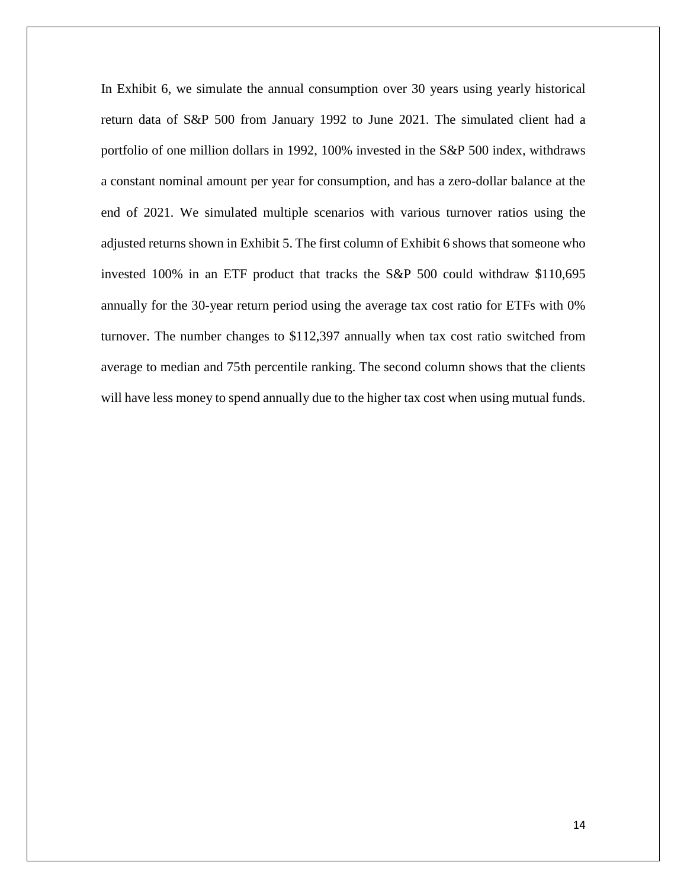In Exhibit 6, we simulate the annual consumption over 30 years using yearly historical return data of S&P 500 from January 1992 to June 2021. The simulated client had a portfolio of one million dollars in 1992, 100% invested in the S&P 500 index, withdraws a constant nominal amount per year for consumption, and has a zero-dollar balance at the end of 2021. We simulated multiple scenarios with various turnover ratios using the adjusted returns shown in Exhibit 5. The first column of Exhibit 6 shows that someone who invested 100% in an ETF product that tracks the S&P 500 could withdraw $110,695 annually for the 30-year return period using the average tax cost ratio for ETFs with 0% turnover. The number changes to $112,397 annually when tax cost ratio switched from average to median and 75th percentile ranking. The second column shows that the clients will have less money to spend annually due to the higher tax cost when using mutual funds.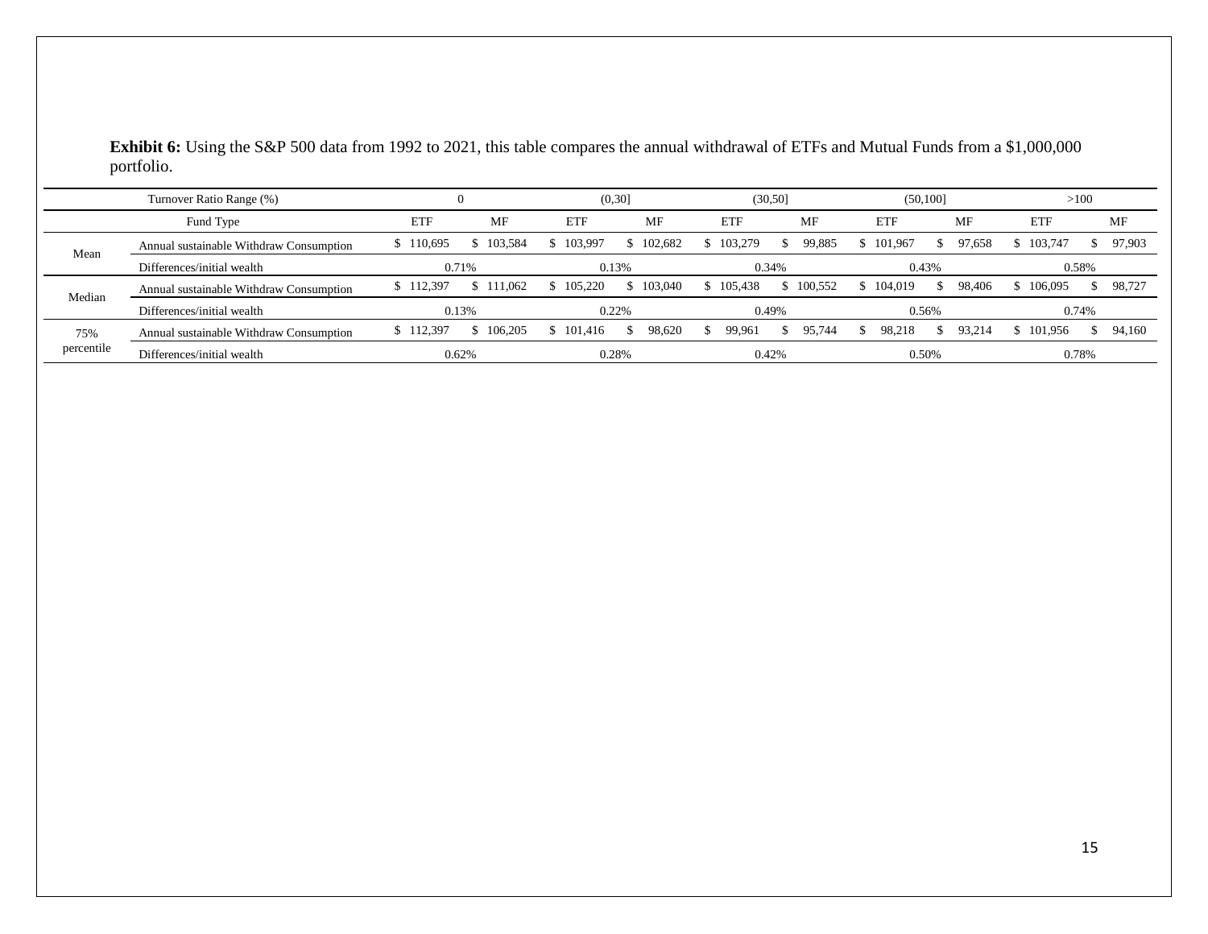**Exhibit 6:** Using the S&P 500 data from 1992 to 2021, this table compares the annual withdrawal of ETFs and Mutual Funds from a $1,000,000 portfolio.

| | Turnover Ratio Range (%) | 0 | | (0,30] | | (30,50] | | (50,100] | | >100 | |
|---|---|---|---|---|---|---|---|---|---|---|---|
| | Fund Type | ETF | MF | ETF | MF | ETF | MF | ETF | MF | ETF | MF |
| Mean | Annual sustainable Withdraw Consumption | $ 110,695 | $ 103,584 | $ 103,997 | $ 102,682 | $ 103,279 | $ 99,885 | $ 101,967 | $ 97,658 | $ 103,747 | $ 97,903 |
| | Differences/initial wealth | 0.71% | | 0.13% | | 0.34% | | 0.43% | | 0.58% | |
| Median | Annual sustainable Withdraw Consumption | $ 112,397 | $ 111,062 | $ 105,220 | $ 103,040 | $ 105,438 | $ 100,552 | $ 104,019 | $ 98,406 | $ 106,095 | $ 98,727 |
| | Differences/initial wealth | 0.13% | | 0.22% | | 0.49% | | 0.56% | | 0.74% | |
| 75% percentile | Annual sustainable Withdraw Consumption | $ 112,397 | $ 106,205 | $ 101,416 | $ 98,620 | $ 99,961 | $ 95,744 | $ 98,218 | $ 93,214 | $ 101,956 | $ 94,160 |
| | Differences/initial wealth | 0.62% | | 0.28% | | 0.42% | | 0.50% | | 0.78% | |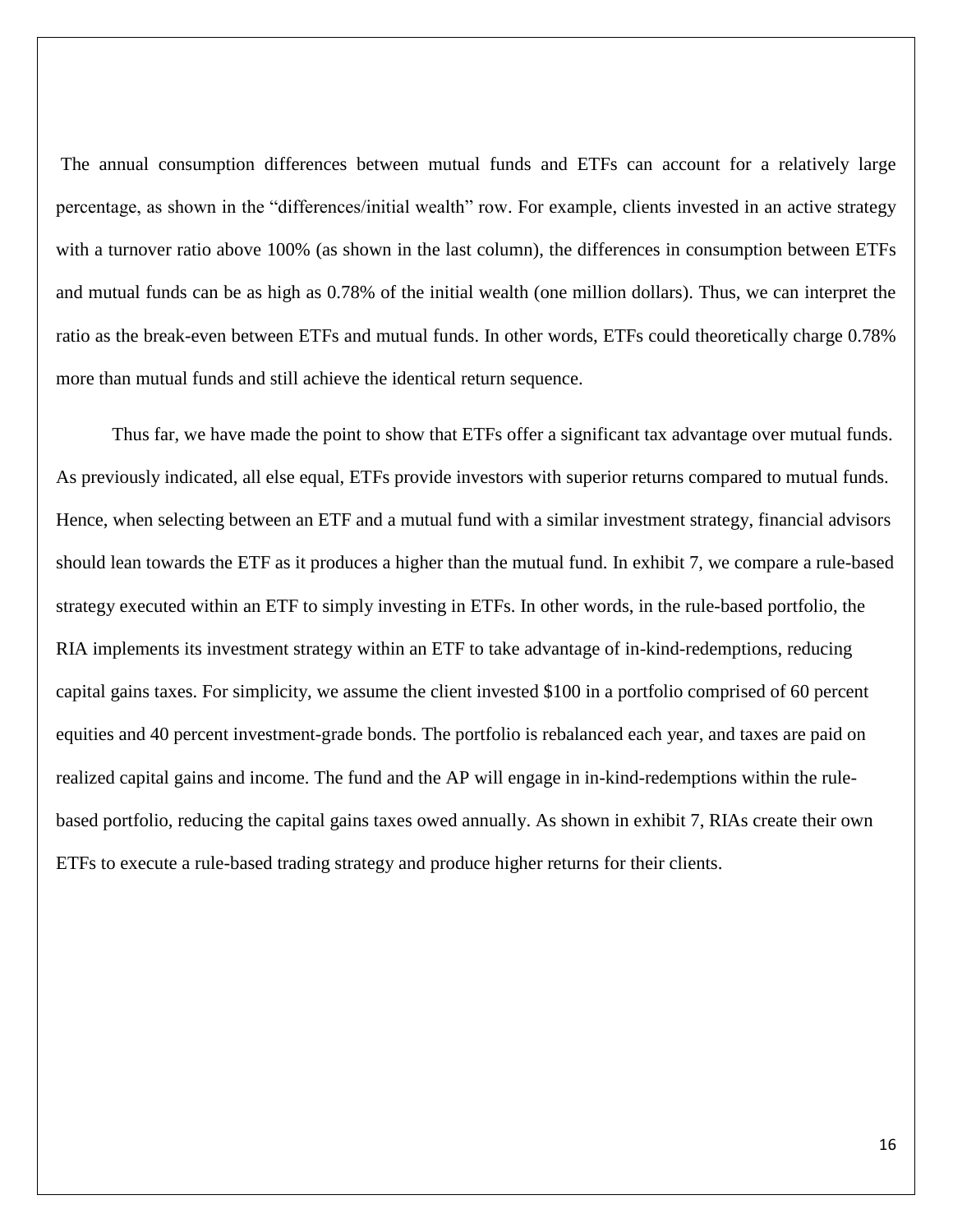The annual consumption differences between mutual funds and ETFs can account for a relatively large percentage, as shown in the "differences/initial wealth" row. For example, clients invested in an active strategy with a turnover ratio above 100% (as shown in the last column), the differences in consumption between ETFs and mutual funds can be as high as 0.78% of the initial wealth (one million dollars). Thus, we can interpret the ratio as the break-even between ETFs and mutual funds. In other words, ETFs could theoretically charge 0.78% more than mutual funds and still achieve the identical return sequence.

Thus far, we have made the point to show that ETFs offer a significant tax advantage over mutual funds. As previously indicated, all else equal, ETFs provide investors with superior returns compared to mutual funds. Hence, when selecting between an ETF and a mutual fund with a similar investment strategy, financial advisors should lean towards the ETF as it produces a higher than the mutual fund. In exhibit 7, we compare a rule-based strategy executed within an ETF to simply investing in ETFs. In other words, in the rule-based portfolio, the RIA implements its investment strategy within an ETF to take advantage of in-kind-redemptions, reducing capital gains taxes. For simplicity, we assume the client invested $100 in a portfolio comprised of 60 percent equities and 40 percent investment-grade bonds. The portfolio is rebalanced each year, and taxes are paid on realized capital gains and income. The fund and the AP will engage in in-kind-redemptions within the rule-based portfolio, reducing the capital gains taxes owed annually. As shown in exhibit 7, RIAs create their own ETFs to execute a rule-based trading strategy and produce higher returns for their clients.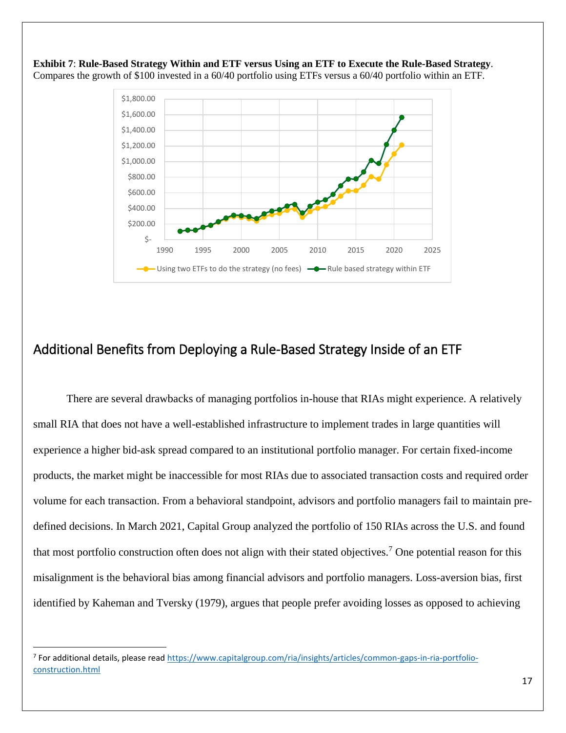**Exhibit 7**: **Rule-Based Strategy Within and ETF versus Using an ETF to Execute the Rule-Based Strategy**. Compares the growth of $100 invested in a 60/40 portfolio using ETFs versus a 60/40 portfolio within an ETF.

## Additional Benefits from Deploying a Rule-Based Strategy Inside of an ETF

There are several drawbacks of managing portfolios in-house that RIAs might experience. A relatively small RIA that does not have a well-established infrastructure to implement trades in large quantities will experience a higher bid-ask spread compared to an institutional portfolio manager. For certain fixed-income products, the market might be inaccessible for most RIAs due to associated transaction costs and required order volume for each transaction. From a behavioral standpoint, advisors and portfolio managers fail to maintain pre-defined decisions. In March 2021, Capital Group analyzed the portfolio of 150 RIAs across the U.S. and found that most portfolio construction often does not align with their stated objectives.[7] One potential reason for this misalignment is the behavioral bias among financial advisors and portfolio managers. Loss-aversion bias, first identified by Kaheman and Tversky (1979), argues that people prefer avoiding losses as opposed to achieving

---

[7] For additional details, please read https://www.capitalgroup.com/ria/insights/articles/common-gaps-in-ria-portfolio-construction.html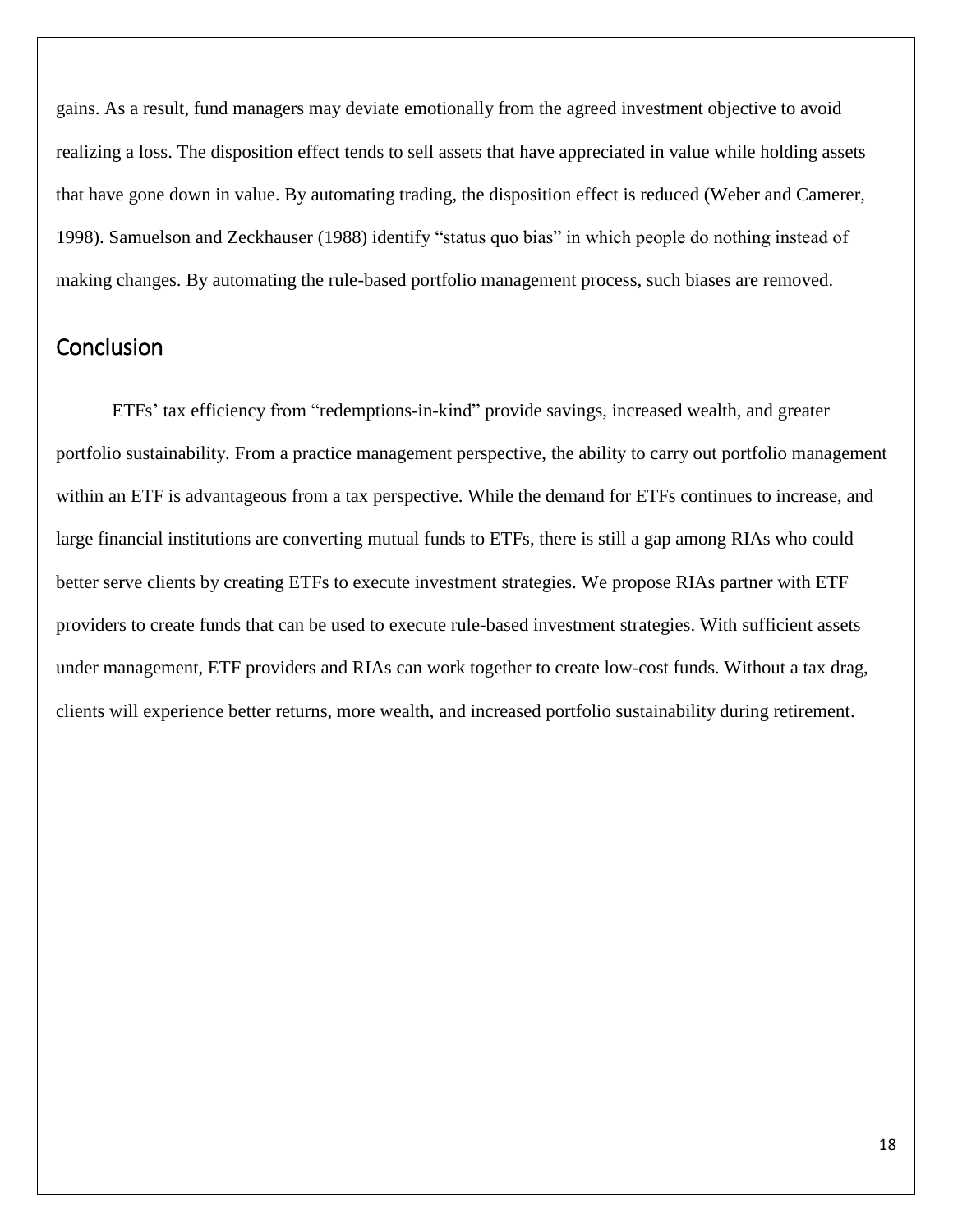gains. As a result, fund managers may deviate emotionally from the agreed investment objective to avoid realizing a loss. The disposition effect tends to sell assets that have appreciated in value while holding assets that have gone down in value. By automating trading, the disposition effect is reduced (Weber and Camerer, 1998). Samuelson and Zeckhauser (1988) identify "status quo bias" in which people do nothing instead of making changes. By automating the rule-based portfolio management process, such biases are removed.

## Conclusion

ETFs' tax efficiency from "redemptions-in-kind" provide savings, increased wealth, and greater portfolio sustainability. From a practice management perspective, the ability to carry out portfolio management within an ETF is advantageous from a tax perspective. While the demand for ETFs continues to increase, and large financial institutions are converting mutual funds to ETFs, there is still a gap among RIAs who could better serve clients by creating ETFs to execute investment strategies. We propose RIAs partner with ETF providers to create funds that can be used to execute rule-based investment strategies. With sufficient assets under management, ETF providers and RIAs can work together to create low-cost funds. Without a tax drag, clients will experience better returns, more wealth, and increased portfolio sustainability during retirement.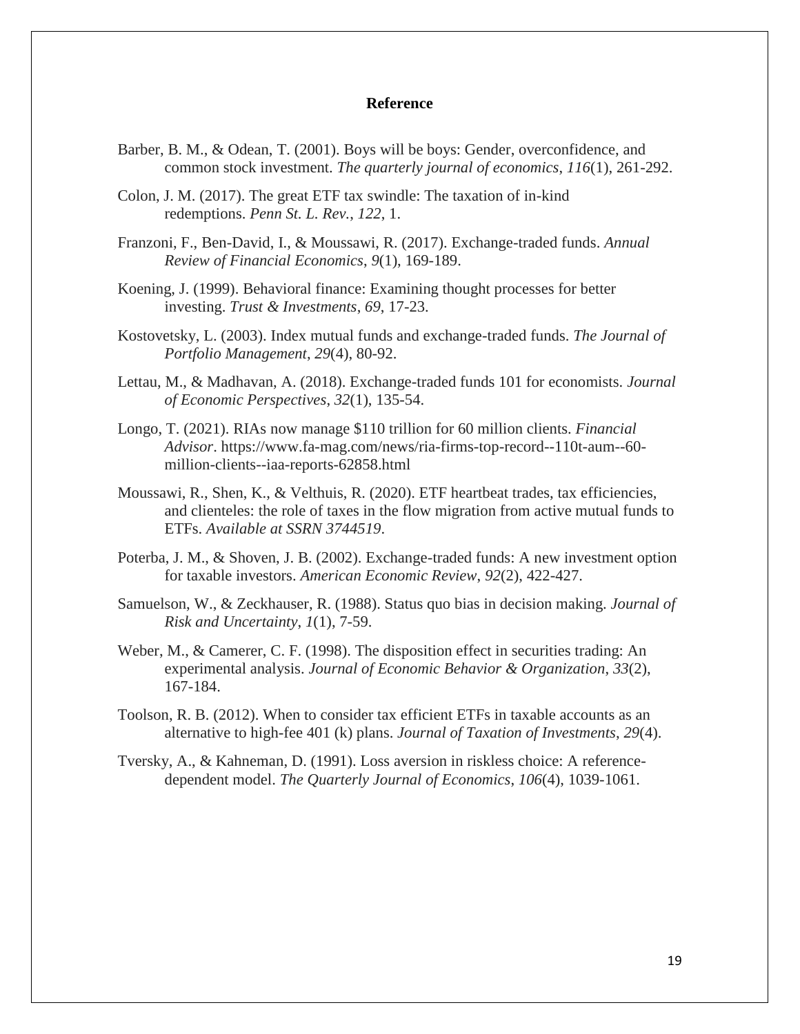**Reference**

Barber, B. M., & Odean, T. (2001). Boys will be boys: Gender, overconfidence, and common stock investment. *The quarterly journal of economics*, *116*(1), 261-292.

Colon, J. M. (2017). The great ETF tax swindle: The taxation of in-kind redemptions. *Penn St. L. Rev.*, *122*, 1.

Franzoni, F., Ben-David, I., & Moussawi, R. (2017). Exchange-traded funds. *Annual Review of Financial Economics*, *9*(1), 169-189.

Koening, J. (1999). Behavioral finance: Examining thought processes for better investing. *Trust & Investments*, *69*, 17-23.

Kostovetsky, L. (2003). Index mutual funds and exchange-traded funds. *The Journal of Portfolio Management*, *29*(4), 80-92.

Lettau, M., & Madhavan, A. (2018). Exchange-traded funds 101 for economists. *Journal of Economic Perspectives*, *32*(1), 135-54.

Longo, T. (2021). RIAs now manage $110 trillion for 60 million clients. *Financial Advisor*. https://www.fa-mag.com/news/ria-firms-top-record--110t-aum--60-million-clients--iaa-reports-62858.html

Moussawi, R., Shen, K., & Velthuis, R. (2020). ETF heartbeat trades, tax efficiencies, and clienteles: the role of taxes in the flow migration from active mutual funds to ETFs. *Available at SSRN 3744519*.

Poterba, J. M., & Shoven, J. B. (2002). Exchange-traded funds: A new investment option for taxable investors. *American Economic Review*, *92*(2), 422-427.

Samuelson, W., & Zeckhauser, R. (1988). Status quo bias in decision making. *Journal of Risk and Uncertainty*, *1*(1), 7-59.

Weber, M., & Camerer, C. F. (1998). The disposition effect in securities trading: An experimental analysis. *Journal of Economic Behavior & Organization*, *33*(2), 167-184.

Toolson, R. B. (2012). When to consider tax efficient ETFs in taxable accounts as an alternative to high-fee 401 (k) plans. *Journal of Taxation of Investments*, *29*(4).

Tversky, A., & Kahneman, D. (1991). Loss aversion in riskless choice: A reference-dependent model. *The Quarterly Journal of Economics*, *106*(4), 1039-1061.